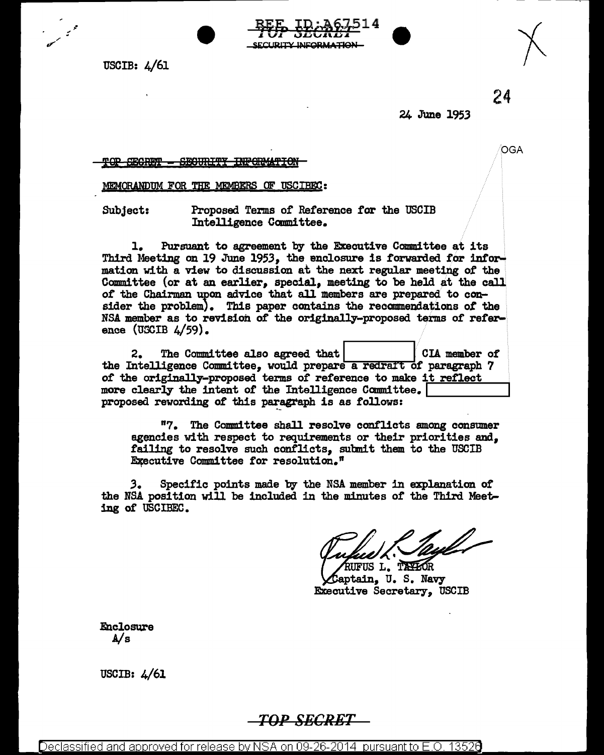REF ID:A67514
TOP SECRET
SECURITY INFORMATION

USCIB: 4/61

24 June 1953

OGA

TOP SECRET - SECURITY INFORMATION

MEMORANDUM FOR THE MEMBERS OF USCIBEC:

Subject: Proposed Terms of Reference for the USCIB Intelligence Committee.

1. Pursuant to agreement by the Executive Committee at its Third Meeting on 19 June 1953, the enclosure is forwarded for information with a view to discussion at the next regular meeting of the Committee (or at an earlier, special, meeting to be held at the call of the Chairman upon advice that all members are prepared to consider the problem). This paper contains the recommendations of the NSA member as to revision of the originally-proposed terms of reference (USCIB 4/59).

2. The Committee also agreed that [ ] CIA member of the Intelligence Committee, would prepare a redraft of paragraph 7 of the originally-proposed terms of reference to make it reflect more clearly the intent of the Intelligence Committee. [ ] proposed rewording of this paragraph is as follows:

> "7. The Committee shall resolve conflicts among consumer agencies with respect to requirements or their priorities and, failing to resolve such conflicts, submit them to the USCIB Executive Committee for resolution."

3. Specific points made by the NSA member in explanation of the NSA position will be included in the minutes of the Third Meeting of USCIBEC.

RUFUS L. TAYLOR
Captain, U. S. Navy
Executive Secretary, USCIB

Enclosure
A/s

USCIB: 4/61

TOP SECRET

Declassified and approved for release by NSA on 09-26-2014 pursuant to E.O. 13526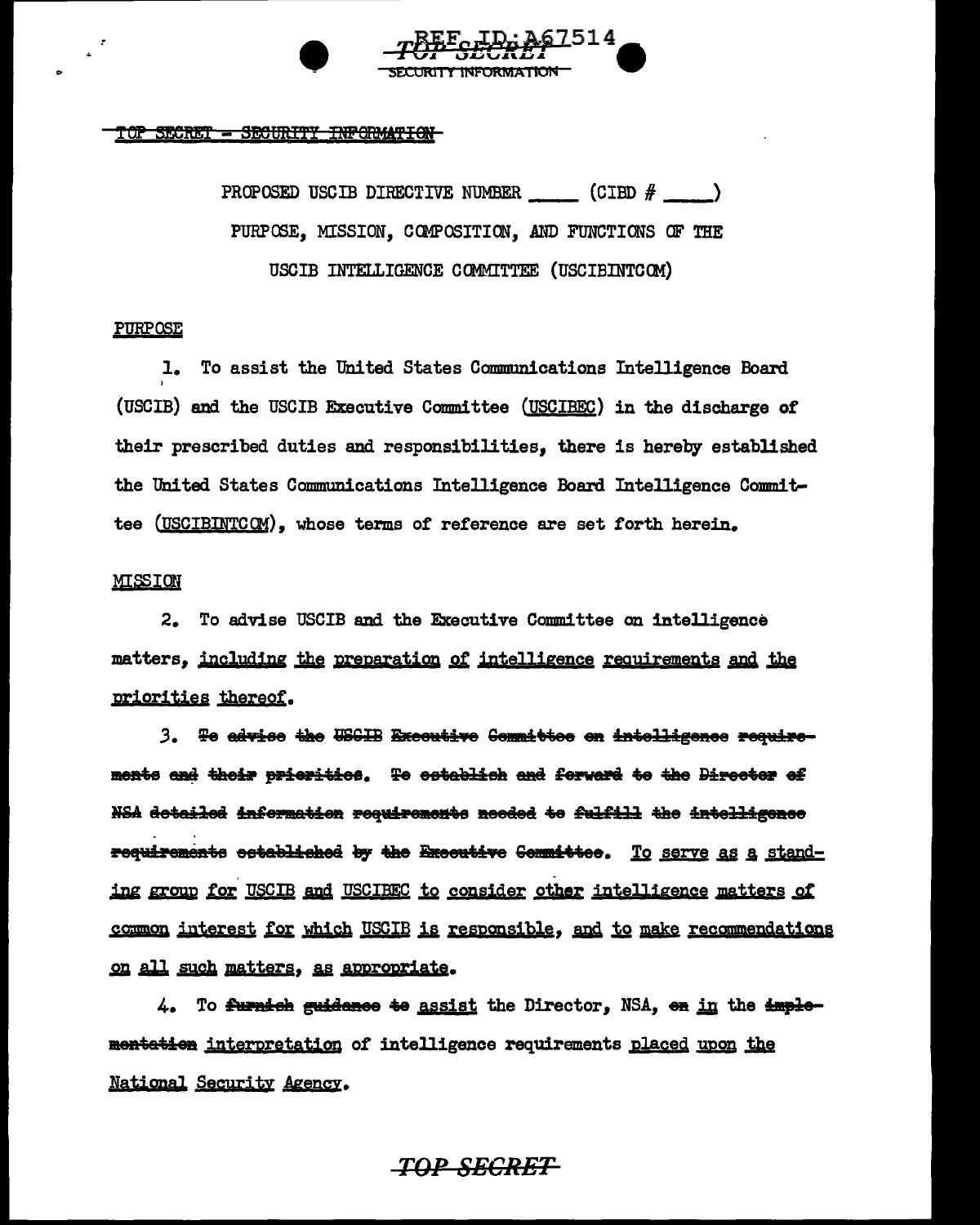TOP SECRET - SECURITY INFORMATION

PROPOSED USCIB DIRECTIVE NUMBER _____ (CIBD # _____)

PURPOSE, MISSION, COMPOSITION, AND FUNCTIONS OF THE

USCIB INTELLIGENCE COMMITTEE (USCIBINTCOM)

PURPOSE

1. To assist the United States Communications Intelligence Board (USCIB) and the USCIB Executive Committee (USCIBEC) in the discharge of their prescribed duties and responsibilities, there is hereby established the United States Communications Intelligence Board Intelligence Committee (USCIBINTCOM), whose terms of reference are set forth herein.

MISSION

2. To advise USCIB and the Executive Committee on intelligence matters, including the preparation of intelligence requirements and the priorities thereof.

3. ~~To advise the USCIB Executive Committee on intelligence requirements and their priorities. To establish and forward to the Director of NSA detailed information requirements needed to fulfill the intelligence requirements established by the Executive Committee.~~ To serve as a standing group for USCIB and USCIBEC to consider other intelligence matters of common interest for which USCIB is responsible, and to make recommendations on all such matters, as appropriate.

4. To ~~furnish guidance to~~ assist the Director, NSA, ~~on~~ in the ~~implementation~~ interpretation of intelligence requirements placed upon the National Security Agency.

TOP SECRET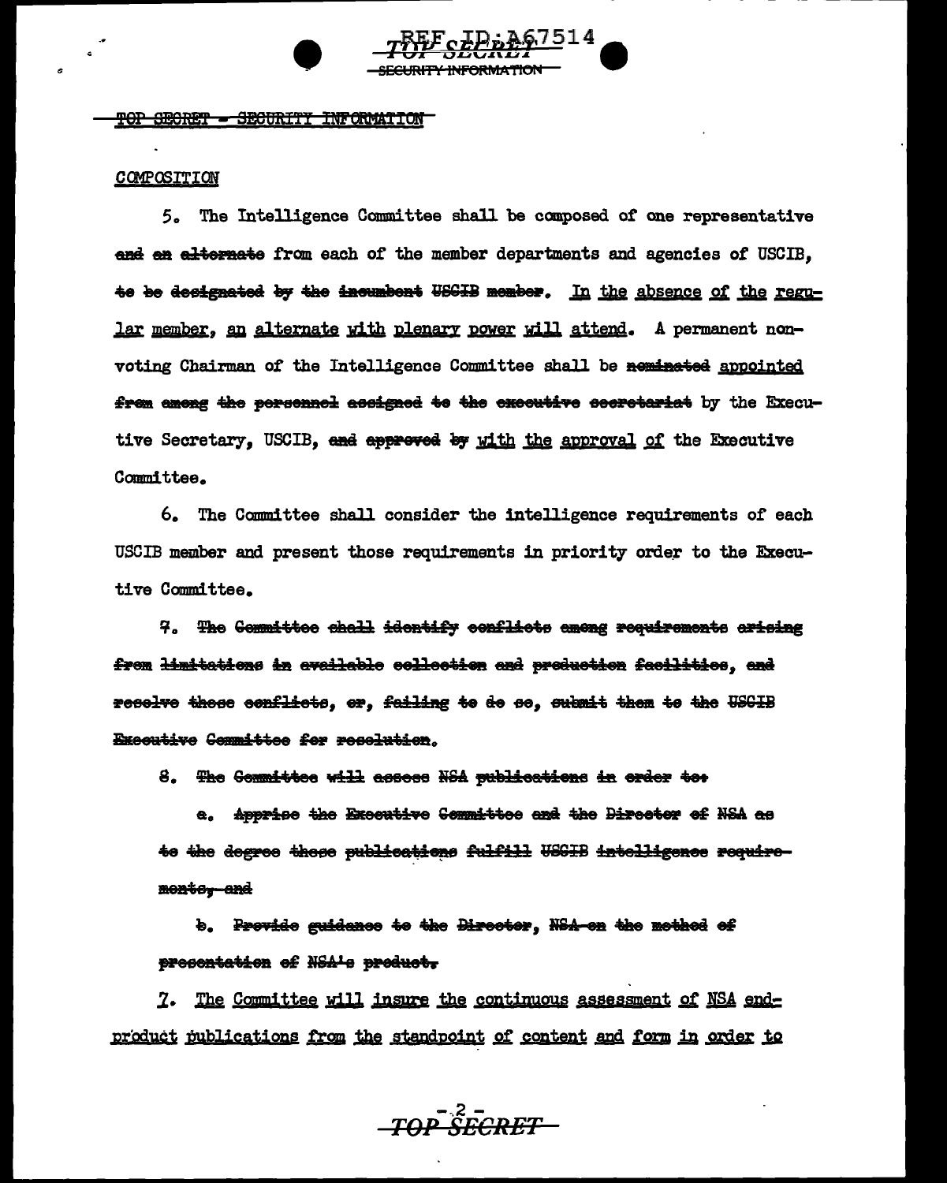TOP SECRET - SECURITY INFORMATION

COMPOSITION

5. The Intelligence Committee shall be composed of one representative ~~and an alternate~~ from each of the member departments and agencies of USCIB, ~~to be designated by the incumbent USCIB member.~~ <u>In the absence of the regular member, an alternate with plenary power will attend.</u> A permanent non-voting Chairman of the Intelligence Committee shall be ~~nominated~~ <u>appointed</u> ~~from among the personnel assigned to the executive secretariat~~ by the Executive Secretary, USCIB, ~~and approved by~~ <u>with the approval of</u> the Executive Committee.

6. The Committee shall consider the intelligence requirements of each USCIB member and present those requirements in priority order to the Executive Committee.

~~7. The Committee shall identify conflicts among requirements arising from limitations in available collection and production facilities, and resolve these conflicts, or, failing to do so, submit them to the USCIB Executive Committee for resolution.~~

~~8. The Committee will assess NSA publications in order to:~~

~~a. Apprise the Executive Committee and the Director of NSA as to the degree these publications fulfill USCIB intelligence requirements, and~~

~~b. Provide guidance to the Director, NSA on the method of presentation of NSA's product.~~

<u>7. The Committee will insure the continuous assessment of NSA end-product publications from the standpoint of content and form in order to</u>

TOP SECRET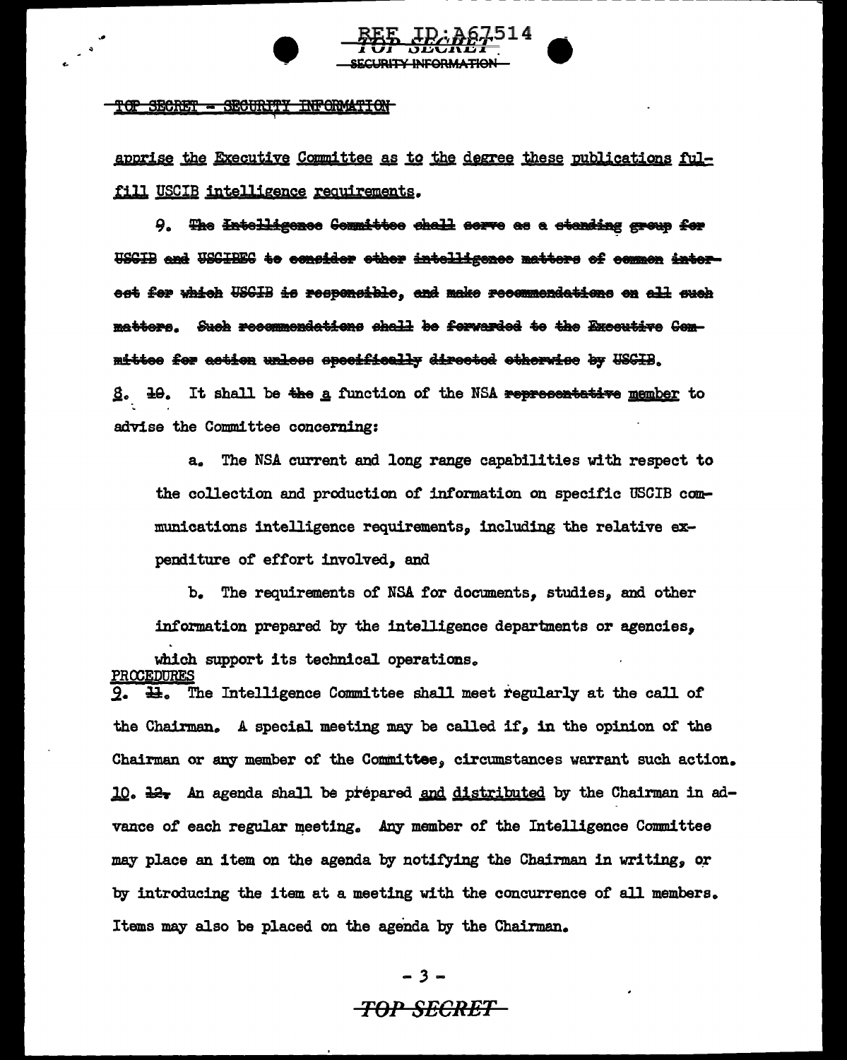TOP SECRET - SECURITY INFORMATION

apprise the Executive Committee as to the degree these publications fulfill USCIB intelligence requirements.

9. ~~The Intelligence Committee shall serve as a standing group for USCIB and USCIBEC to consider other intelligence matters of common interest for which USCIB is responsible, and make recommendations on all such matters. Such recommendations shall be forwarded to the Executive Committee for action unless specifically directed otherwise by USCIB.~~

8. ~~10.~~ It shall be ~~the~~ a function of the NSA ~~representative~~ member to advise the Committee concerning:

a. The NSA current and long range capabilities with respect to the collection and production of information on specific USCIB communications intelligence requirements, including the relative expenditure of effort involved, and

b. The requirements of NSA for documents, studies, and other information prepared by the intelligence departments or agencies, which support its technical operations.

PROCEDURES

9. ~~11.~~ The Intelligence Committee shall meet regularly at the call of the Chairman. A special meeting may be called if, in the opinion of the Chairman or any member of the Committee, circumstances warrant such action.

10. ~~12.~~ An agenda shall be prepared and distributed by the Chairman in advance of each regular meeting. Any member of the Intelligence Committee may place an item on the agenda by notifying the Chairman in writing, or by introducing the item at a meeting with the concurrence of all members. Items may also be placed on the agenda by the Chairman.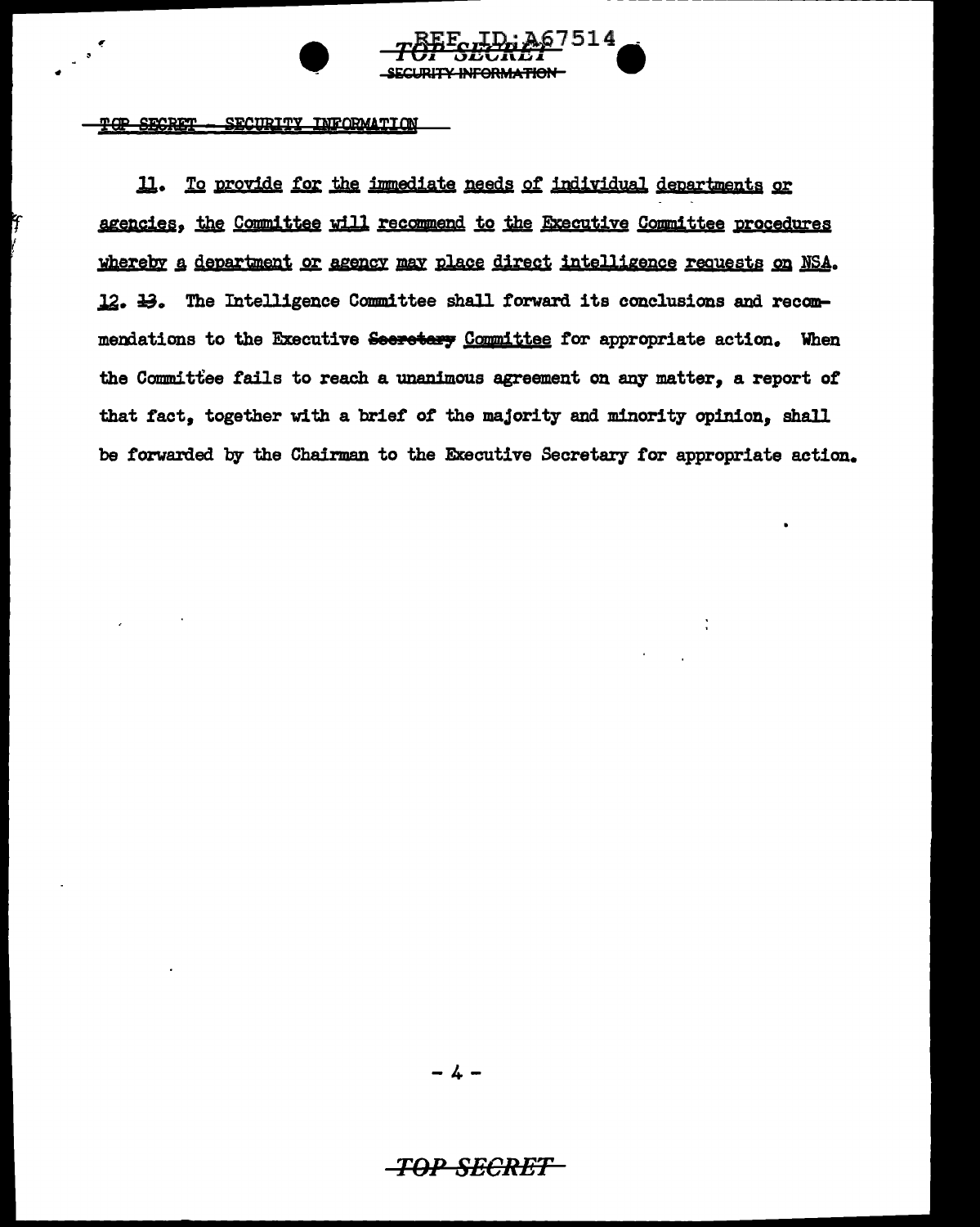TOP SECRET - SECURITY INFORMATION

11. To provide for the immediate needs of individual departments or agencies, the Committee will recommend to the Executive Committee procedures whereby a department or agency may place direct intelligence requests on NSA.

12. ~~13.~~ The Intelligence Committee shall forward its conclusions and recommendations to the Executive ~~Secretary~~ Committee for appropriate action. When the Committee fails to reach a unanimous agreement on any matter, a report of that fact, together with a brief of the majority and minority opinion, shall be forwarded by the Chairman to the Executive Secretary for appropriate action.